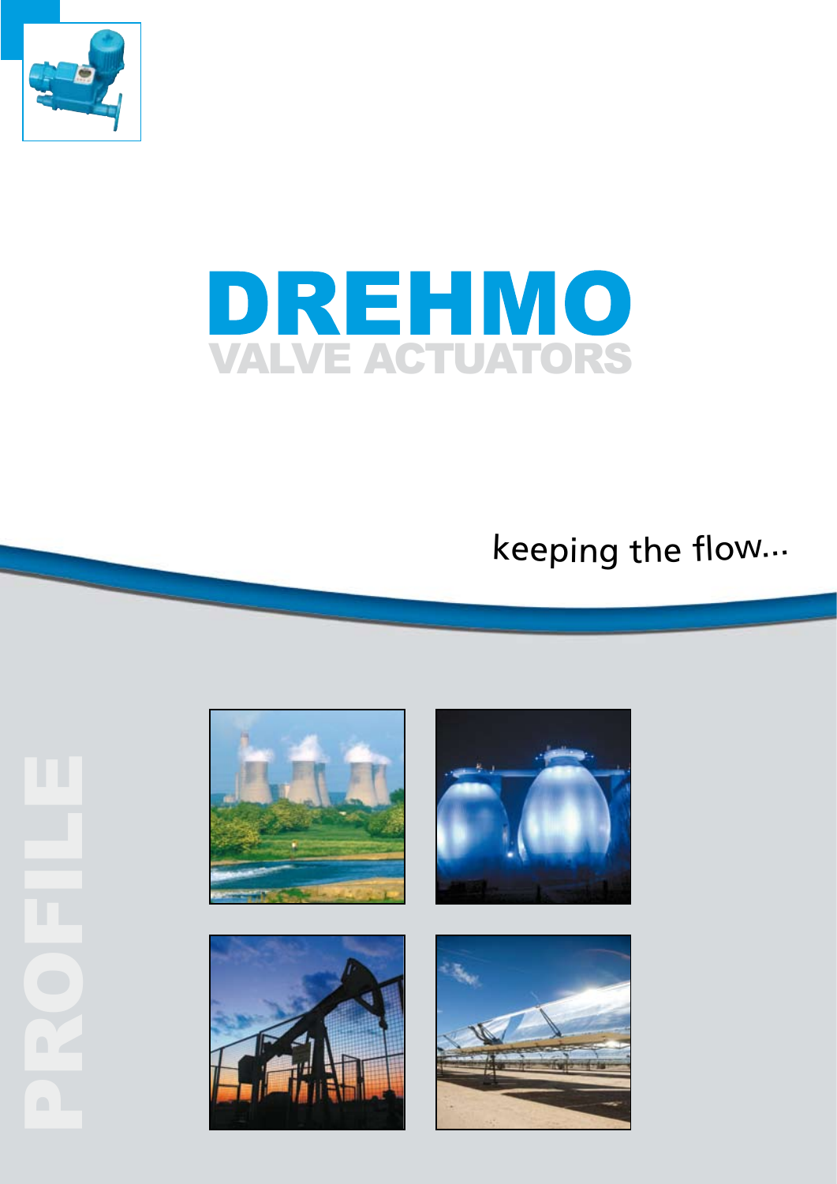# DREHMO

## VALVE ACTUATORS

keeping the flow...

PROFILE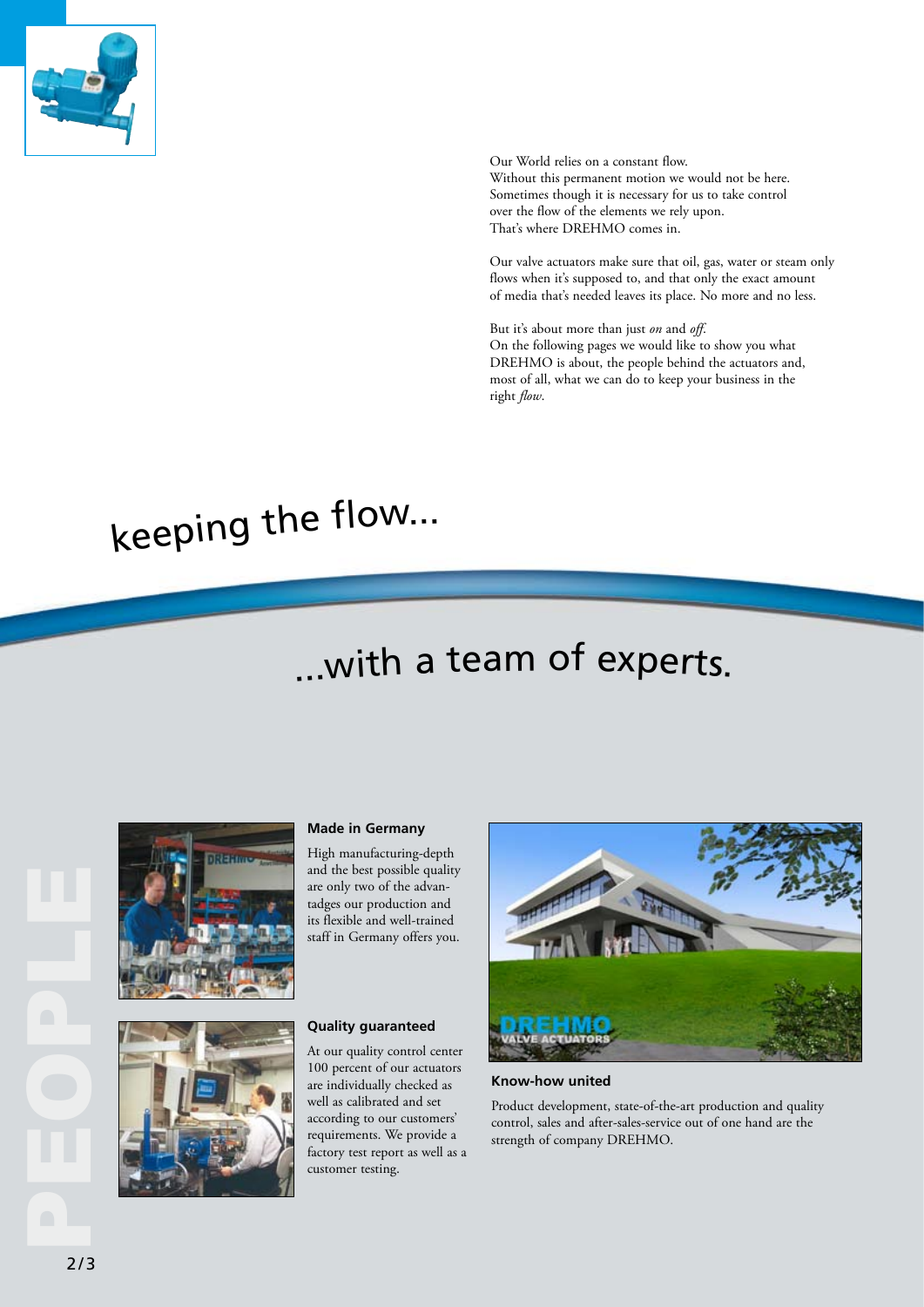Our World relies on a constant flow.
Without this permanent motion we would not be here.
Sometimes though it is necessary for us to take control over the flow of the elements we rely upon.
That's where DREHMO comes in.

Our valve actuators make sure that oil, gas, water or steam only flows when it's supposed to, and that only the exact amount of media that's needed leaves its place. No more and no less.

But it's about more than just *on* and *off*.
On the following pages we would like to show you what DREHMO is about, the people behind the actuators and, most of all, what we can do to keep your business in the right *flow*.

# keeping the flow...

# ...with a team of experts.

PEOPLE

### Made in Germany

High manufacturing-depth and the best possible quality are only two of the advantadges our production and its flexible and well-trained staff in Germany offers you.

### Quality guaranteed

At our quality control center 100 percent of our actuators are individually checked as well as calibrated and set according to our customers' requirements. We provide a factory test report as well as a customer testing.

### Know-how united

Product development, state-of-the-art production and quality control, sales and after-sales-service out of one hand are the strength of company DREHMO.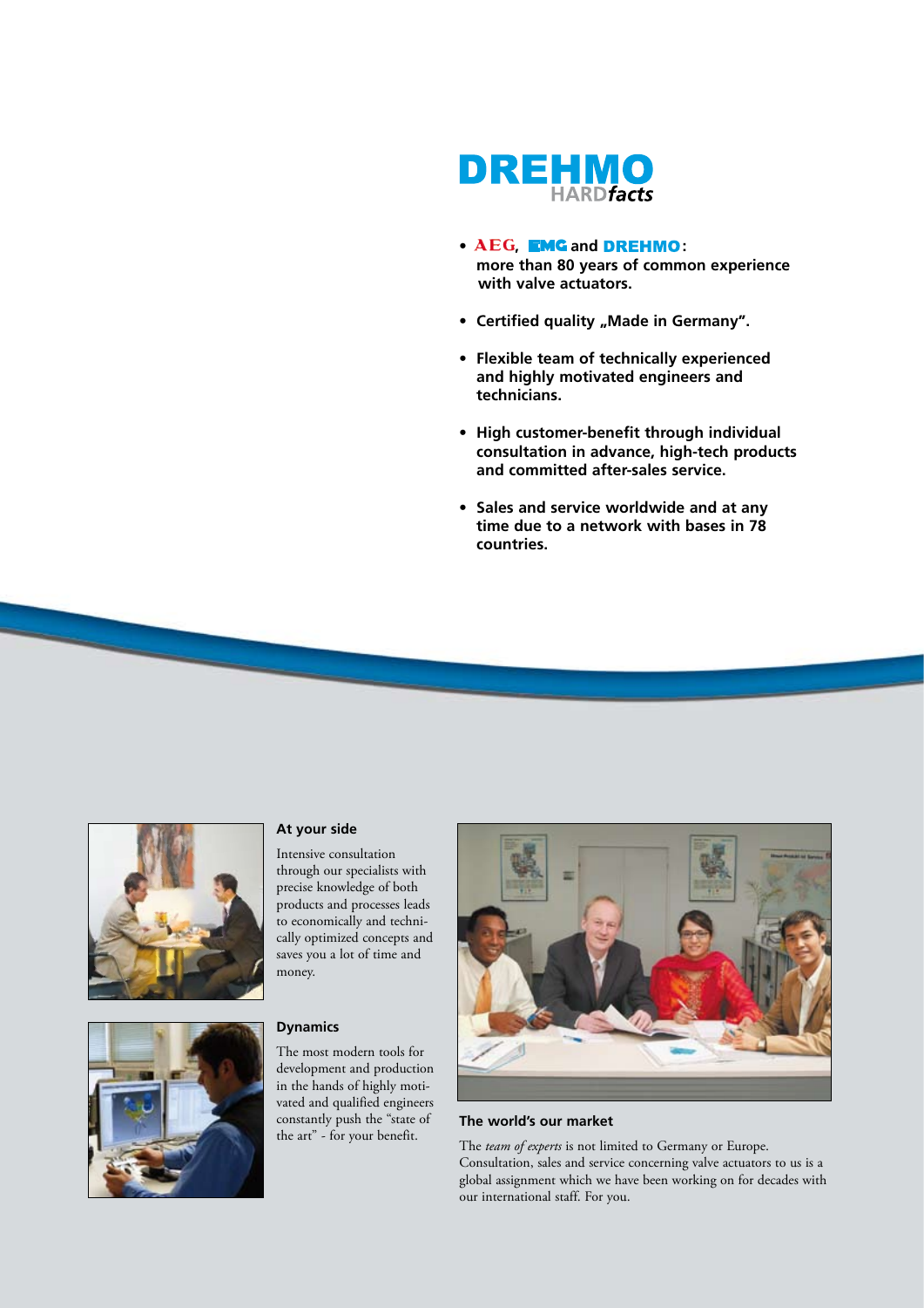# DREHMO HARD*facts*

- **AEG, EMG and DREHMO: more than 80 years of common experience with valve actuators.**
- **Certified quality „Made in Germany".**
- **Flexible team of technically experienced and highly motivated engineers and technicians.**
- **High customer-benefit through individual consultation in advance, high-tech products and committed after-sales service.**
- **Sales and service worldwide and at any time due to a network with bases in 78 countries.**

### At your side

Intensive consultation through our specialists with precise knowledge of both products and processes leads to economically and technically optimized concepts and saves you a lot of time and money.

### Dynamics

The most modern tools for development and production in the hands of highly motivated and qualified engineers constantly push the "state of the art" - for your benefit.

### The world's our market

The *team of experts* is not limited to Germany or Europe. Consultation, sales and service concerning valve actuators to us is a global assignment which we have been working on for decades with our international staff. For you.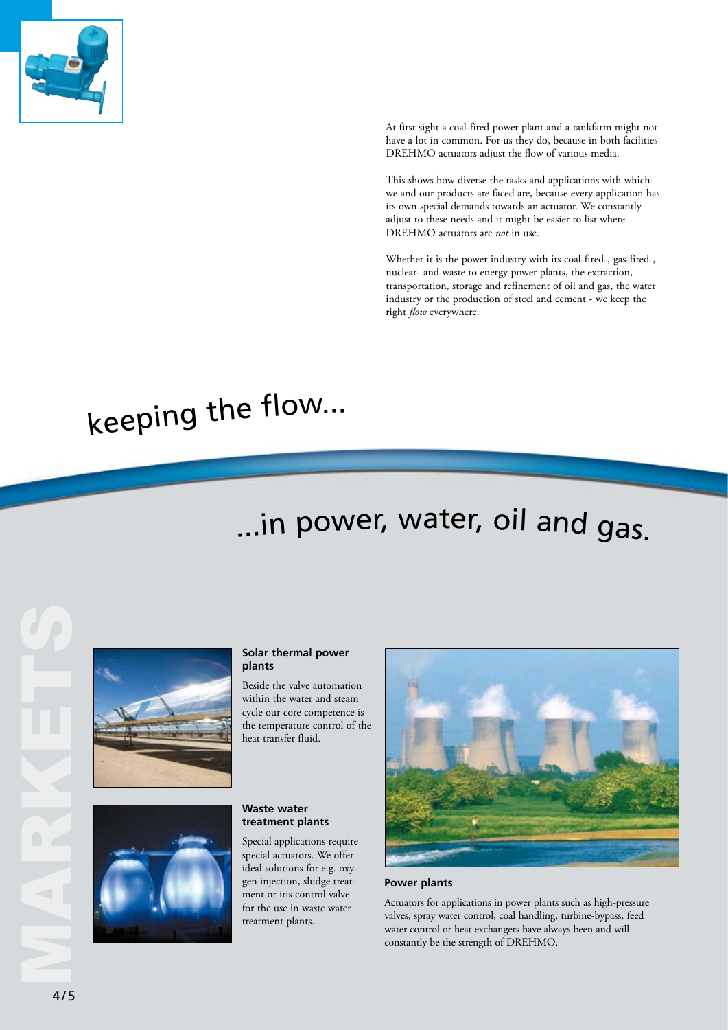At first sight a coal-fired power plant and a tankfarm might not have a lot in common. For us they do, because in both facilities DREHMO actuators adjust the flow of various media.

This shows how diverse the tasks and applications with which we and our products are faced are, because every application has its own special demands towards an actuator. We constantly adjust to these needs and it might be easier to list where DREHMO actuators are *not* in use.

Whether it is the power industry with its coal-fired-, gas-fired-, nuclear- and waste to energy power plants, the extraction, transportation, storage and refinement of oil and gas, the water industry or the production of steel and cement - we keep the right *flow* everywhere.

# keeping the flow...

# ...in power, water, oil and gas.

MARKETS

### Solar thermal power plants

Beside the valve automation within the water and steam cycle our core competence is the temperature control of the heat transfer fluid.

### Waste water treatment plants

Special applications require special actuators. We offer ideal solutions for e.g. oxygen injection, sludge treatment or iris control valve for the use in waste water treatment plants.

### Power plants

Actuators for applications in power plants such as high-pressure valves, spray water control, coal handling, turbine-bypass, feed water control or heat exchangers have always been and will constantly be the strength of DREHMO.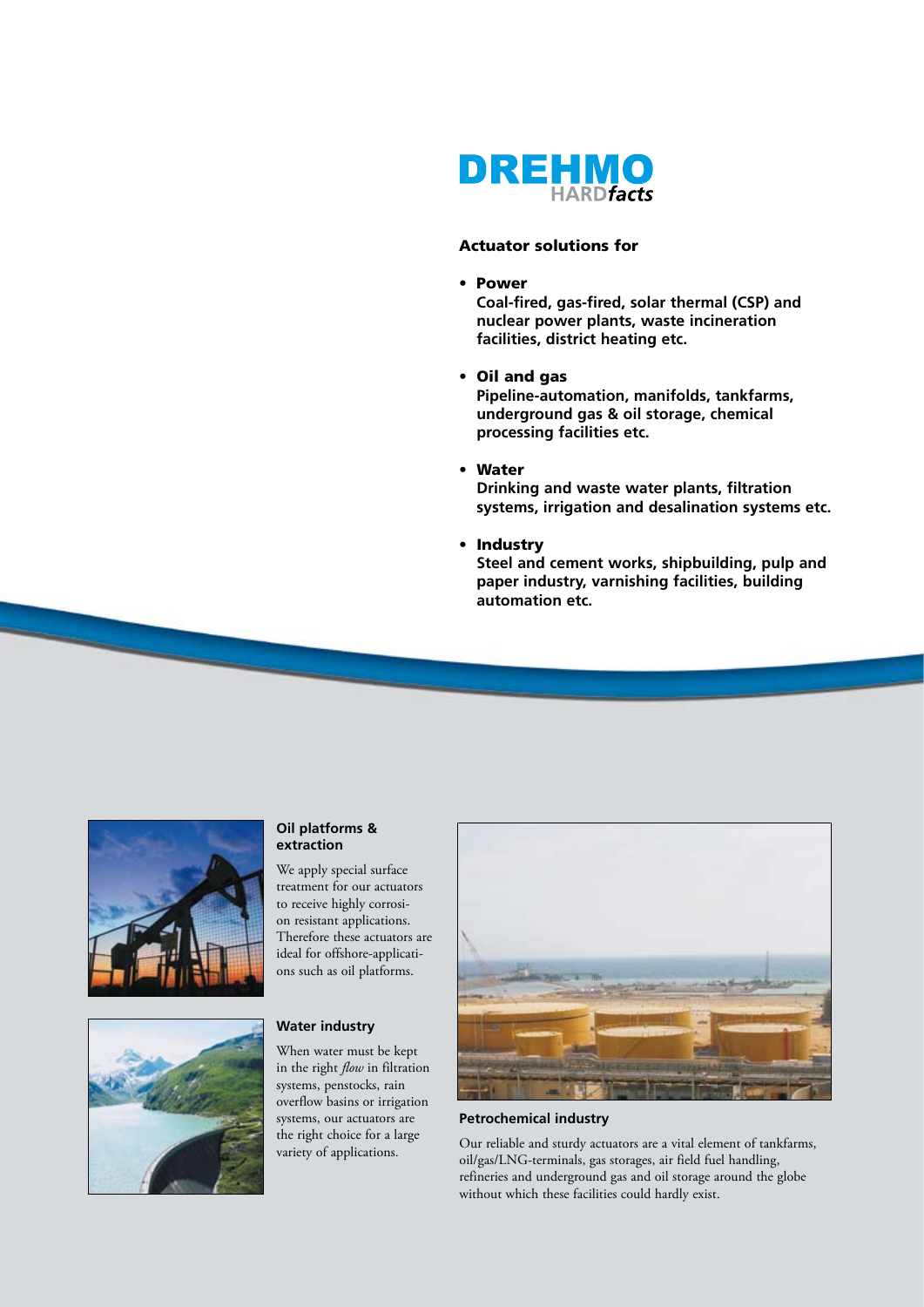# DREHMO HARD*facts*

## Actuator solutions for

- **Power**
  **Coal-fired, gas-fired, solar thermal (CSP) and nuclear power plants, waste incineration facilities, district heating etc.**

- **Oil and gas**
  **Pipeline-automation, manifolds, tankfarms, underground gas & oil storage, chemical processing facilities etc.**

- **Water**
  **Drinking and waste water plants, filtration systems, irrigation and desalination systems etc.**

- **Industry**
  **Steel and cement works, shipbuilding, pulp and paper industry, varnishing facilities, building automation etc.**

### Oil platforms & extraction

We apply special surface treatment for our actuators to receive highly corrosion resistant applications. Therefore these actuators are ideal for offshore-applications such as oil platforms.

### Water industry

When water must be kept in the right *flow* in filtration systems, penstocks, rain overflow basins or irrigation systems, our actuators are the right choice for a large variety of applications.

### Petrochemical industry

Our reliable and sturdy actuators are a vital element of tankfarms, oil/gas/LNG-terminals, gas storages, air field fuel handling, refineries and underground gas and oil storage around the globe without which these facilities could hardly exist.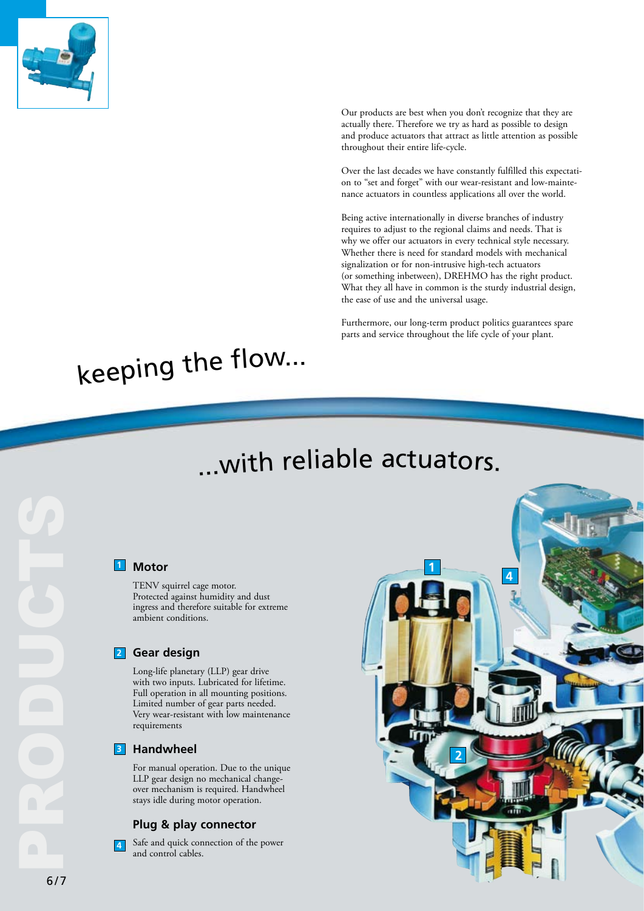Our products are best when you don't recognize that they are actually there. Therefore we try as hard as possible to design and produce actuators that attract as little attention as possible throughout their entire life-cycle.

Over the last decades we have constantly fulfilled this expectation to "set and forget" with our wear-resistant and low-maintenance actuators in countless applications all over the world.

Being active internationally in diverse branches of industry requires to adjust to the regional claims and needs. That is why we offer our actuators in every technical style necessary. Whether there is need for standard models with mechanical signalization or for non-intrusive high-tech actuators (or something inbetween), DREHMO has the right product. What they all have in common is the sturdy industrial design, the ease of use and the universal usage.

Furthermore, our long-term product politics guarantees spare parts and service throughout the life cycle of your plant.

# keeping the flow...

# ...with reliable actuators.

PRODUCTS

### 1 Motor

TENV squirrel cage motor.
Protected against humidity and dust ingress and therefore suitable for extreme ambient conditions.

### 2 Gear design

Long-life planetary (LLP) gear drive with two inputs. Lubricated for lifetime. Full operation in all mounting positions. Limited number of gear parts needed. Very wear-resistant with low maintenance requirements

### 3 Handwheel

For manual operation. Due to the unique LLP gear design no mechanical change-over mechanism is required. Handwheel stays idle during motor operation.

### 4 Plug & play connector

Safe and quick connection of the power and control cables.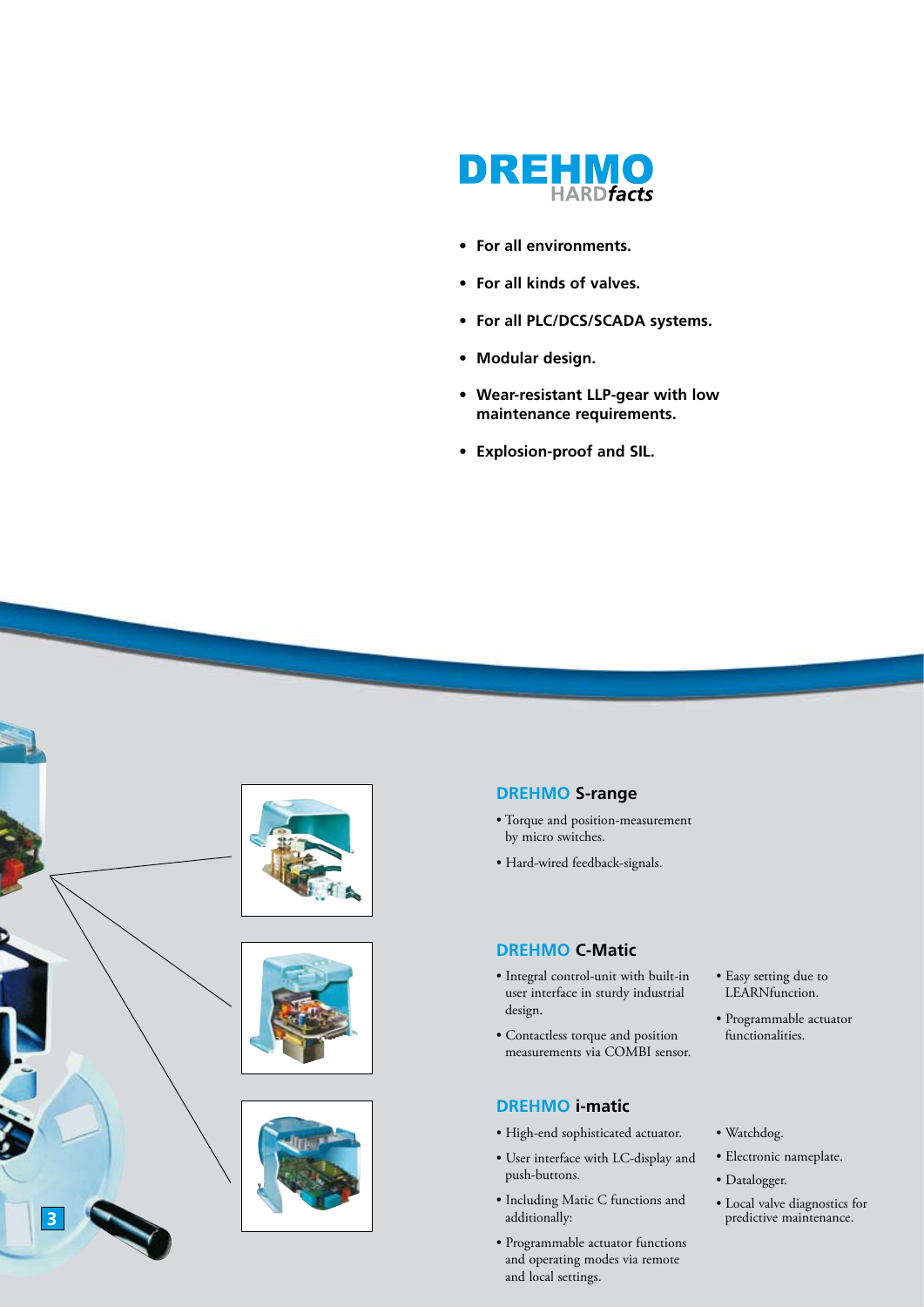# DREHMO HARD*facts*

- **For all environments.**
- **For all kinds of valves.**
- **For all PLC/DCS/SCADA systems.**
- **Modular design.**
- **Wear-resistant LLP-gear with low maintenance requirements.**
- **Explosion-proof and SIL.**

## DREHMO S-range

- Torque and position-measurement by micro switches.
- Hard-wired feedback-signals.

## DREHMO C-Matic

- Integral control-unit with built-in user interface in sturdy industrial design.
- Contactless torque and position measurements via COMBI sensor.
- Easy setting due to LEARNfunction.
- Programmable actuator functionalities.

## DREHMO i-matic

- High-end sophisticated actuator.
- User interface with LC-display and push-buttons.
- Including Matic C functions and additionally:
- Programmable actuator functions and operating modes via remote and local settings.
- Watchdog.
- Electronic nameplate.
- Datalogger.
- Local valve diagnostics for predictive maintenance.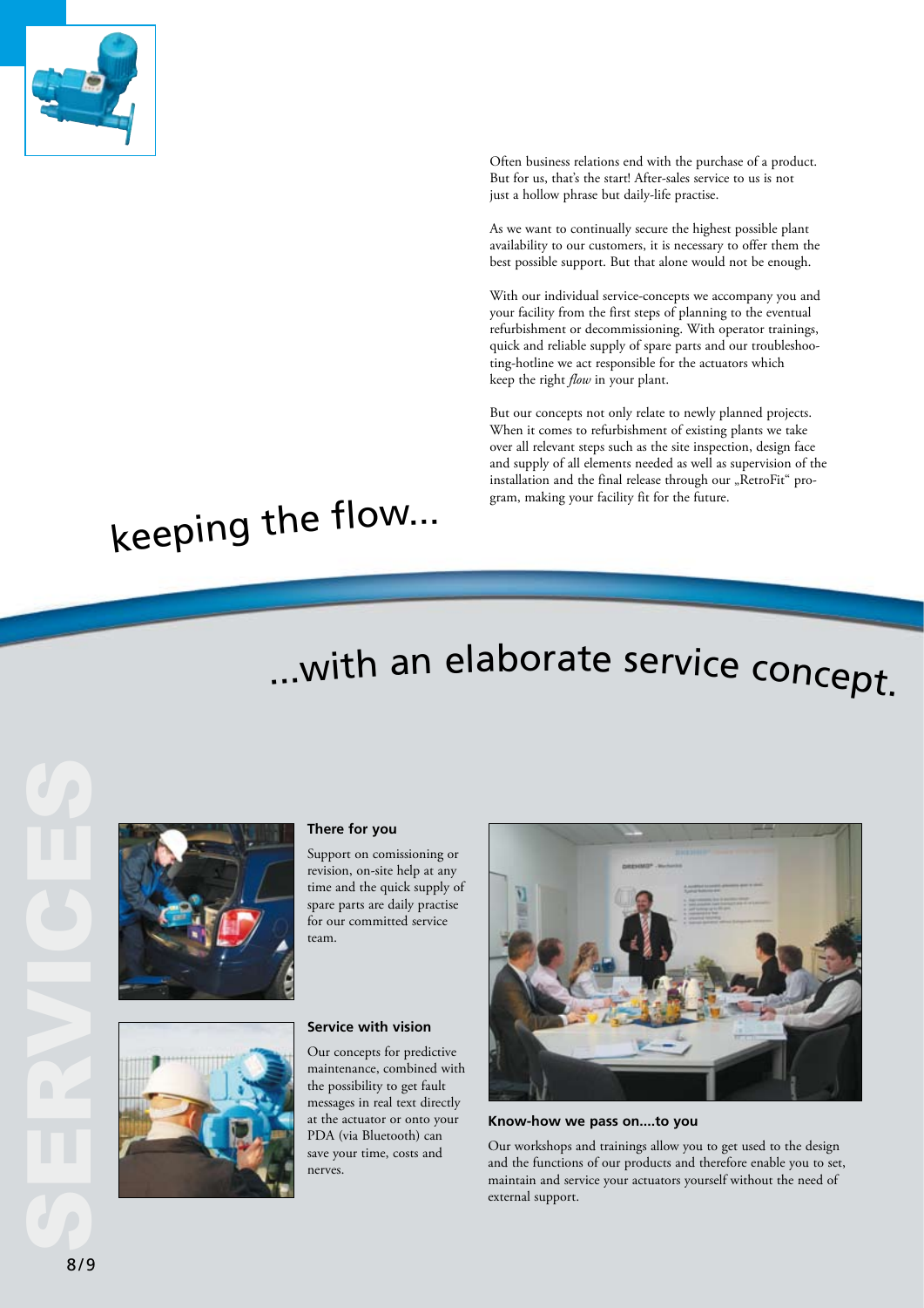Often business relations end with the purchase of a product. But for us, that's the start! After-sales service to us is not just a hollow phrase but daily-life practise.

As we want to continually secure the highest possible plant availability to our customers, it is necessary to offer them the best possible support. But that alone would not be enough.

With our individual service-concepts we accompany you and your facility from the first steps of planning to the eventual refurbishment or decommissioning. With operator trainings, quick and reliable supply of spare parts and our troubleshooting-hotline we act responsible for the actuators which keep the right *flow* in your plant.

But our concepts not only relate to newly planned projects. When it comes to refurbishment of existing plants we take over all relevant steps such as the site inspection, design face and supply of all elements needed as well as supervision of the installation and the final release through our „RetroFit" program, making your facility fit for the future.

# keeping the flow...

# ...with an elaborate service concept.

SERVICES

**There for you**

Support on comissioning or revision, on-site help at any time and the quick supply of spare parts are daily practise for our committed service team.

**Service with vision**

Our concepts for predictive maintenance, combined with the possibility to get fault messages in real text directly at the actuator or onto your PDA (via Bluetooth) can save your time, costs and nerves.

**Know-how we pass on....to you**

Our workshops and trainings allow you to get used to the design and the functions of our products and therefore enable you to set, maintain and service your actuators yourself without the need of external support.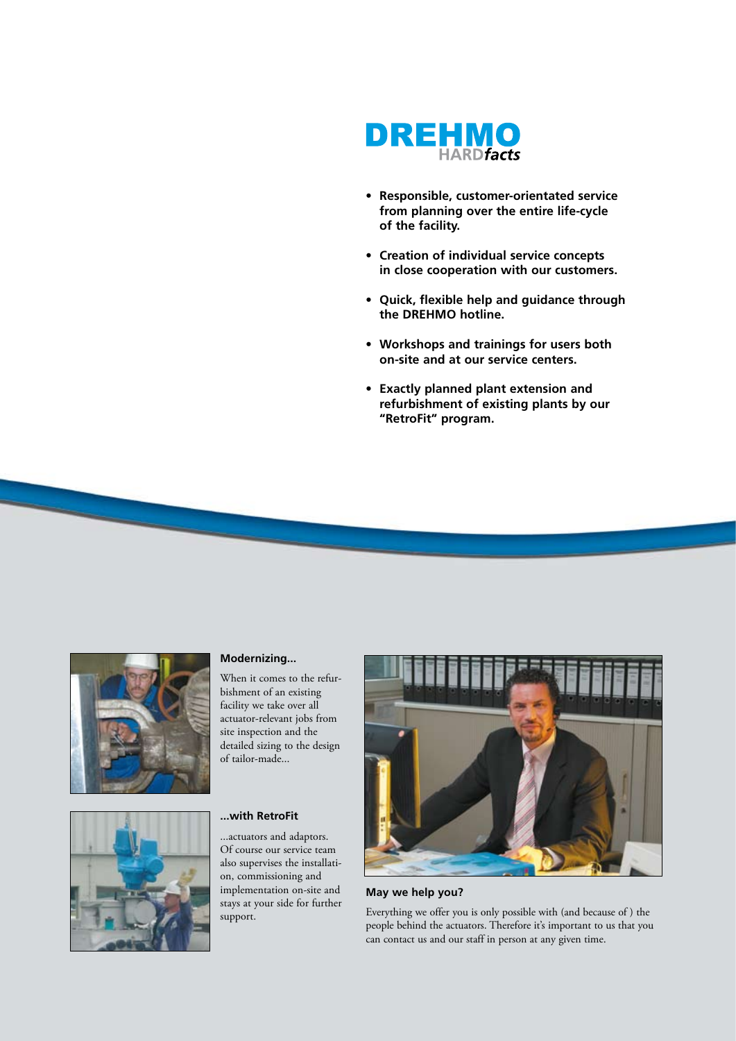**DREHMO** HARD*facts*

- **Responsible, customer-orientated service from planning over the entire life-cycle of the facility.**
- **Creation of individual service concepts in close cooperation with our customers.**
- **Quick, flexible help and guidance through the DREHMO hotline.**
- **Workshops and trainings for users both on-site and at our service centers.**
- **Exactly planned plant extension and refurbishment of existing plants by our "RetroFit" program.**

### Modernizing...

When it comes to the refurbishment of an existing facility we take over all actuator-relevant jobs from site inspection and the detailed sizing to the design of tailor-made...

### ...with RetroFit

...actuators and adaptors. Of course our service team also supervises the installation, commissioning and implementation on-site and stays at your side for further support.

### May we help you?

Everything we offer you is only possible with (and because of ) the people behind the actuators. Therefore it's important to us that you can contact us and our staff in person at any given time.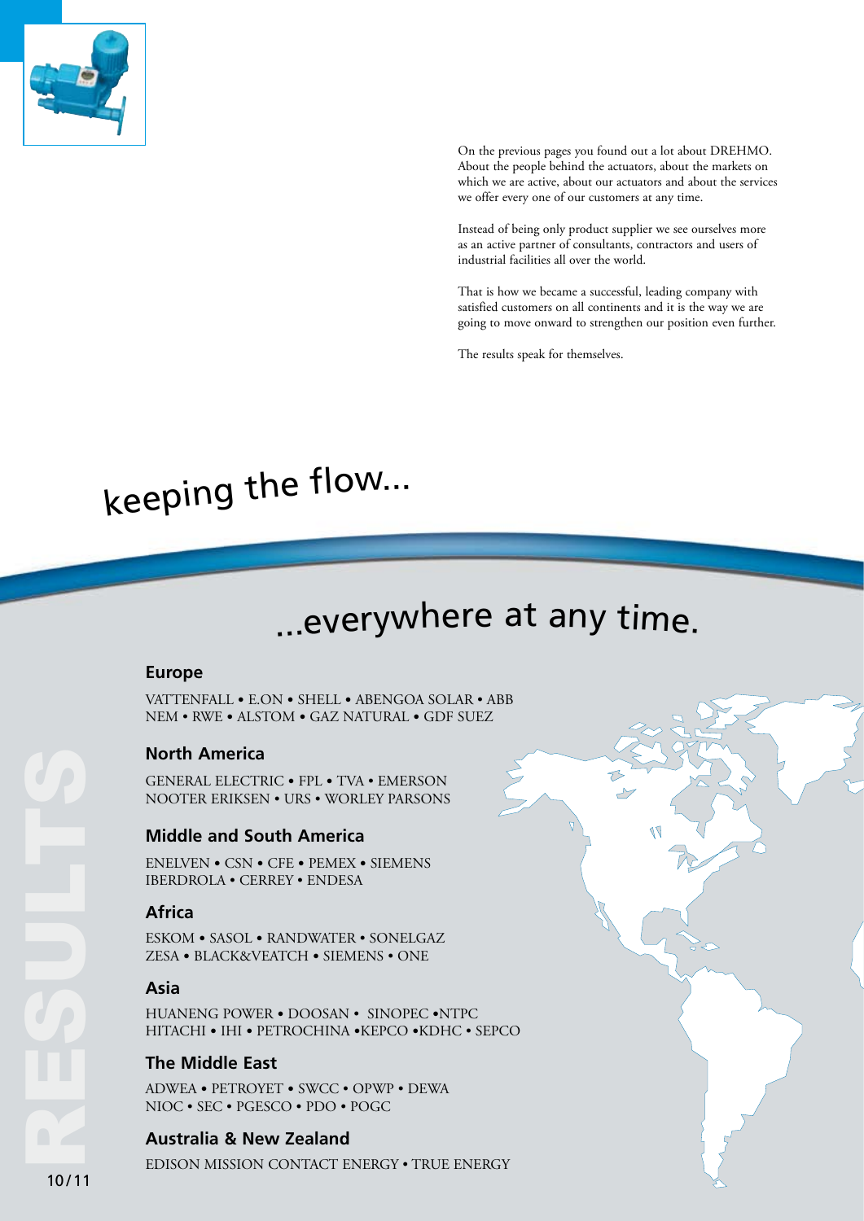On the previous pages you found out a lot about DREHMO. About the people behind the actuators, about the markets on which we are active, about our actuators and about the services we offer every one of our customers at any time.

Instead of being only product supplier we see ourselves more as an active partner of consultants, contractors and users of industrial facilities all over the world.

That is how we became a successful, leading company with satisfied customers on all continents and it is the way we are going to move onward to strengthen our position even further.

The results speak for themselves.

# keeping the flow...

# ...everywhere at any time.

RESULTS

## Europe

VATTENFALL • E.ON • SHELL • ABENGOA SOLAR • ABB
NEM • RWE • ALSTOM • GAZ NATURAL • GDF SUEZ

## North America

GENERAL ELECTRIC • FPL • TVA • EMERSON
NOOTER ERIKSEN • URS • WORLEY PARSONS

## Middle and South America

ENELVEN • CSN • CFE • PEMEX • SIEMENS
IBERDROLA • CERREY • ENDESA

## Africa

ESKOM • SASOL • RANDWATER • SONELGAZ
ZESA • BLACK&VEATCH • SIEMENS • ONE

## Asia

HUANENG POWER • DOOSAN • SINOPEC •NTPC
HITACHI • IHI • PETROCHINA •KEPCO •KDHC • SEPCO

## The Middle East

ADWEA • PETROYET • SWCC • OPWP • DEWA
NIOC • SEC • PGESCO • PDO • POGC

## Australia & New Zealand

EDISON MISSION CONTACT ENERGY • TRUE ENERGY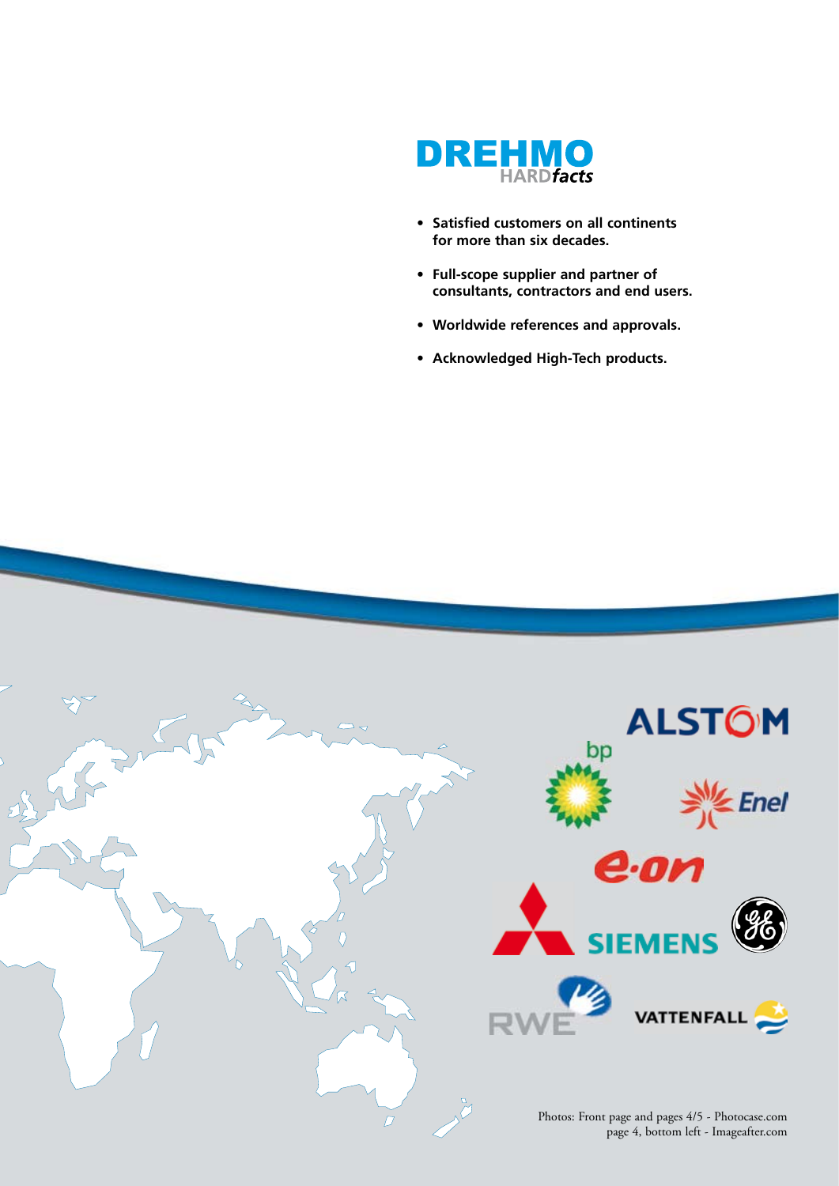# DREHMO HARD*facts*

- **Satisfied customers on all continents for more than six decades.**
- **Full-scope supplier and partner of consultants, contractors and end users.**
- **Worldwide references and approvals.**
- **Acknowledged High-Tech products.**

ALSTOM

bp

Enel

e·on

SIEMENS

RWE

VATTENFALL

Photos: Front page and pages 4/5 - Photocase.com
page 4, bottom left - Imageafter.com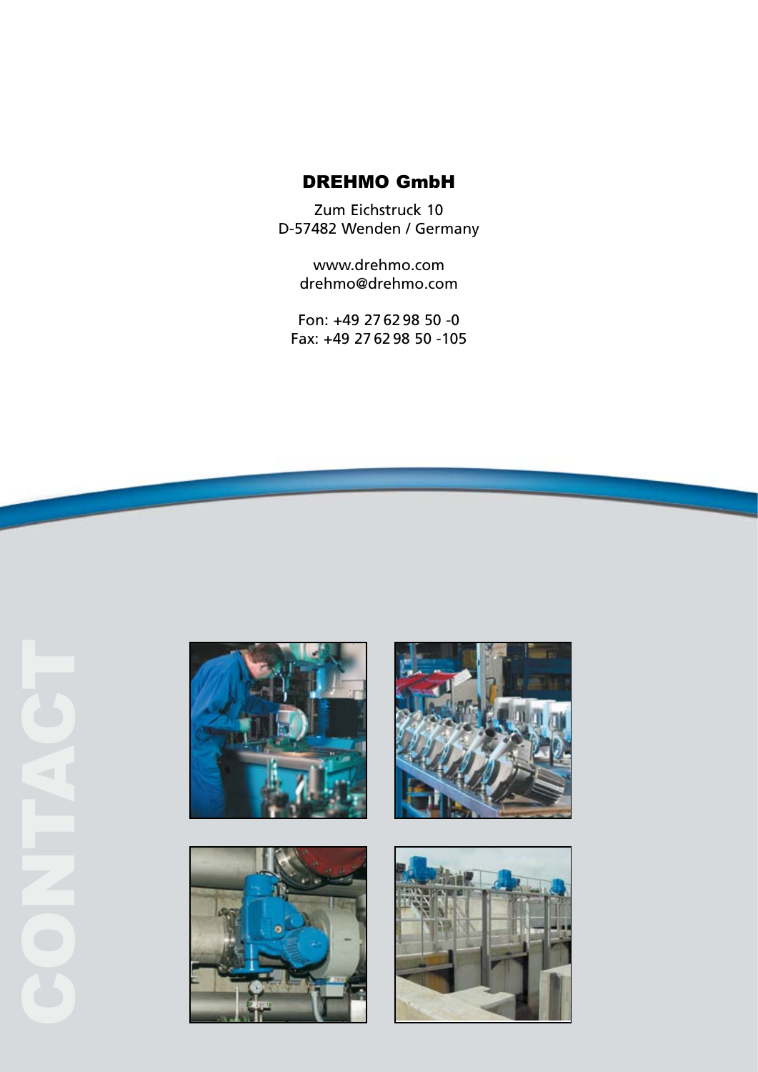## DREHMO GmbH

Zum Eichstruck 10
D-57482 Wenden / Germany

www.drehmo.com
drehmo@drehmo.com

Fon: +49 27 62 98 50 -0
Fax: +49 27 62 98 50 -105

CONTACT